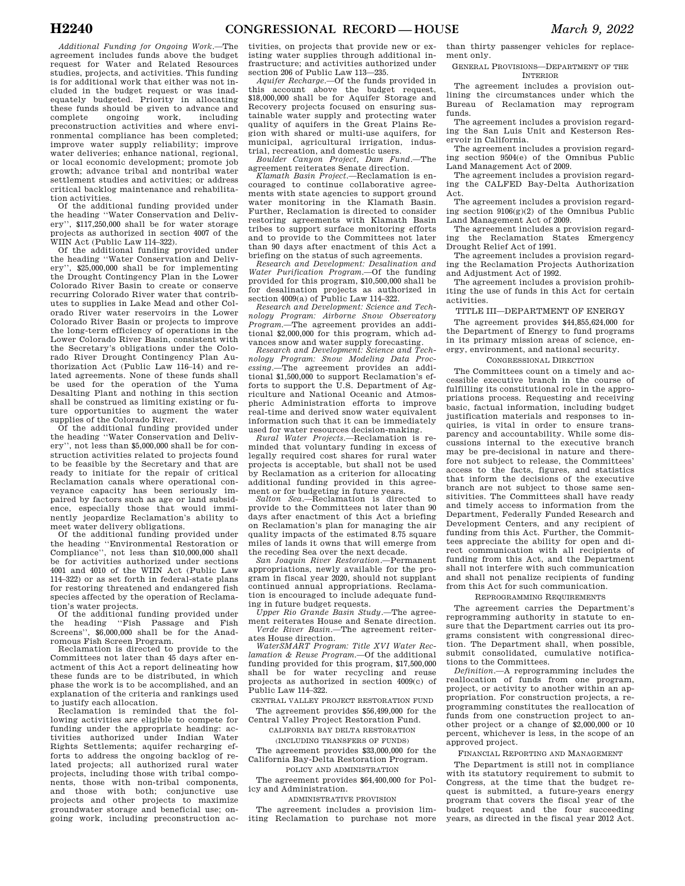*Additional Funding for Ongoing Work.*—The agreement includes funds above the budget request for Water and Related Resources studies, projects, and activities. This funding is for additional work that either was not included in the budget request or was inadequately budgeted. Priority in allocating these funds should be given to advance and complete ongoing work, including preconstruction activities and where environmental compliance has been completed; improve water supply reliability; improve water deliveries; enhance national, regional, or local economic development; promote job growth; advance tribal and nontribal water settlement studies and activities; or address critical backlog maintenance and rehabilitation activities.

Of the additional funding provided under the heading ''Water Conservation and Delivery'', $117,250,000 shall be for water storage projects as authorized in section 4007 of the WIIN Act (Public Law 114–322).

Of the additional funding provided under the heading ''Water Conservation and Delivery'', $25,000,000 shall be for implementing the Drought Contingency Plan in the Lower Colorado River Basin to create or conserve recurring Colorado River water that contributes to supplies in Lake Mead and other Colorado River water reservoirs in the Lower Colorado River Basin or projects to improve the long-term efficiency of operations in the Lower Colorado River Basin, consistent with the Secretary's obligations under the Colorado River Drought Contingency Plan Authorization Act (Public Law 116–14) and related agreements. None of these funds shall be used for the operation of the Yuma Desalting Plant and nothing in this section shall be construed as limiting existing or future opportunities to augment the water supplies of the Colorado River.

Of the additional funding provided under the heading ''Water Conservation and Delivery'', not less than $5,000,000 shall be for construction activities related to projects found to be feasible by the Secretary and that are ready to initiate for the repair of critical Reclamation canals where operational conveyance capacity has been seriously impaired by factors such as age or land subsidence, especially those that would imminently jeopardize Reclamation's ability to meet water delivery obligations.

Of the additional funding provided under the heading ''Environmental Restoration or Compliance'', not less than $10,000,000 shall be for activities authorized under sections 4001 and 4010 of the WIIN Act (Public Law 114–322) or as set forth in federal-state plans for restoring threatened and endangered fish species affected by the operation of Reclamation's water projects.

Of the additional funding provided under the heading ''Fish Passage and Fish Screens'', $6,000,000 shall be for the Anadromous Fish Screen Program.

Reclamation is directed to provide to the Committees not later than 45 days after enactment of this Act a report delineating how these funds are to be distributed, in which phase the work is to be accomplished, and an explanation of the criteria and rankings used to justify each allocation.

Reclamation is reminded that the following activities are eligible to compete for funding under the appropriate heading: activities authorized under Indian Water Rights Settlements; aquifer recharging efforts to address the ongoing backlog of related projects; all authorized rural water projects, including those with tribal components, those with non-tribal components, and those with both; conjunctive use projects and other projects to maximize groundwater storage and beneficial use; ongoing work, including preconstruction activities, on projects that provide new or existing water supplies through additional infrastructure; and activities authorized under section 206 of Public Law 113—235.

*Aquifer Recharge.*—Of the funds provided in this account above the budget request, $18,000,000 shall be for Aquifer Storage and Recovery projects focused on ensuring sustainable water supply and protecting water quality of aquifers in the Great Plains Region with shared or multi-use aquifers, for municipal, agricultural irrigation, industrial, recreation, and domestic users.

*Boulder Canyon Project, Dam Fund.*—The agreement reiterates Senate direction.

*Klamath Basin Project.*—Reclamation is encouraged to continue collaborative agreements with state agencies to support ground water monitoring in the Klamath Basin. Further, Reclamation is directed to consider restoring agreements with Klamath Basin tribes to support surface monitoring efforts and to provide to the Committees not later than 90 days after enactment of this Act a briefing on the status of such agreements.

*Research and Development: Desalination and Water Purification Program.*—Of the funding provided for this program, $10,500,000 shall be for desalination projects as authorized in section 4009(a) of Public Law 114–322.

*Research and Development: Science and Technology Program: Airborne Snow Observatory Program.*—The agreement provides an additional $2,000,000 for this program, which advances snow and water supply forecasting.

*Research and Development: Science and Technology Program: Snow Modeling Data Processing.*—The agreement provides an additional $1,500,000 to support Reclamation's efforts to support the U.S. Department of Agriculture and National Oceanic and Atmospheric Administration efforts to improve real-time and derived snow water equivalent information such that it can be immediately used for water resources decision-making.

*Rural Water Projects.*—Reclamation is reminded that voluntary funding in excess of legally required cost shares for rural water projects is acceptable, but shall not be used by Reclamation as a criterion for allocating additional funding provided in this agreement or for budgeting in future years.

*Salton Sea.*—Reclamation is directed to provide to the Committees not later than 90 days after enactment of this Act a briefing on Reclamation's plan for managing the air quality impacts of the estimated 8.75 square miles of lands it owns that will emerge from the receding Sea over the next decade.

*San Joaquin River Restoration.*—Permanent appropriations, newly available for the program in fiscal year 2020, should not supplant continued annual appropriations. Reclamation is encouraged to include adequate funding in future budget requests.

*Upper Rio Grande Basin Study.*—The agreement reiterates House and Senate direction.

*Verde River Basin.*—The agreement reiterates House direction.

*WaterSMART Program: Title XVI Water Reclamation & Reuse Program.*—Of the additional funding provided for this program, $17,500,000 shall be for water recycling and reuse projects as authorized in section 4009(c) of Public Law 114–322.

CENTRAL VALLEY PROJECT RESTORATION FUND

The agreement provides $56,499,000 for the Central Valley Project Restoration Fund.

CALIFORNIA BAY DELTA RESTORATION

(INCLUDING TRANSFERS OF FUNDS)

The agreement provides $33,000,000 for the California Bay-Delta Restoration Program.

POLICY AND ADMINISTRATION

The agreement provides $64,400,000 for Policy and Administration.

ADMINISTRATIVE PROVISION

The agreement includes a provision limiting Reclamation to purchase not more than thirty passenger vehicles for replacement only.

GENERAL PROVISIONS—DEPARTMENT OF THE INTERIOR

The agreement includes a provision outlining the circumstances under which the Bureau of Reclamation may reprogram funds.

The agreement includes a provision regarding the San Luis Unit and Kesterson Reservoir in California.

The agreement includes a provision regarding section 9504(e) of the Omnibus Public Land Management Act of 2009.

The agreement includes a provision regarding the CALFED Bay-Delta Authorization Act.

The agreement includes a provision regarding section 9106(g)(2) of the Omnibus Public Land Management Act of 2009.

The agreement includes a provision regarding the Reclamation States Emergency Drought Relief Act of 1991.

The agreement includes a provision regarding the Reclamation Projects Authorization and Adjustment Act of 1992.

The agreement includes a provision prohibiting the use of funds in this Act for certain activities.

## TITLE III—DEPARTMENT OF ENERGY

The agreement provides $44,855,624,000 for the Department of Energy to fund programs in its primary mission areas of science, energy, environment, and national security.

CONGRESSIONAL DIRECTION

The Committees count on a timely and accessible executive branch in the course of fulfilling its constitutional role in the appropriations process. Requesting and receiving basic, factual information, including budget justification materials and responses to inquiries, is vital in order to ensure transparency and accountability. While some discussions internal to the executive branch may be pre-decisional in nature and therefore not subject to release, the Committees' access to the facts, figures, and statistics that inform the decisions of the executive branch are not subject to those same sensitivities. The Committees shall have ready and timely access to information from the Department, Federally Funded Research and Development Centers, and any recipient of funding from this Act. Further, the Committees appreciate the ability for open and direct communication with all recipients of funding from this Act, and the Department shall not interfere with such communication and shall not penalize recipients of funding from this Act for such communication.

REPROGRAMMING REQUIREMENTS

The agreement carries the Department's reprogramming authority in statute to ensure that the Department carries out its programs consistent with congressional direction. The Department shall, when possible, submit consolidated, cumulative notifications to the Committees.

*Definition.*—A reprogramming includes the reallocation of funds from one program, project, or activity to another within an appropriation. For construction projects, a reprogramming constitutes the reallocation of funds from one construction project to another project or a change of $2,000,000 or 10 percent, whichever is less, in the scope of an approved project.

FINANCIAL REPORTING AND MANAGEMENT

The Department is still not in compliance with its statutory requirement to submit to Congress, at the time that the budget request is submitted, a future-years energy program that covers the fiscal year of the budget request and the four succeeding years, as directed in the fiscal year 2012 Act.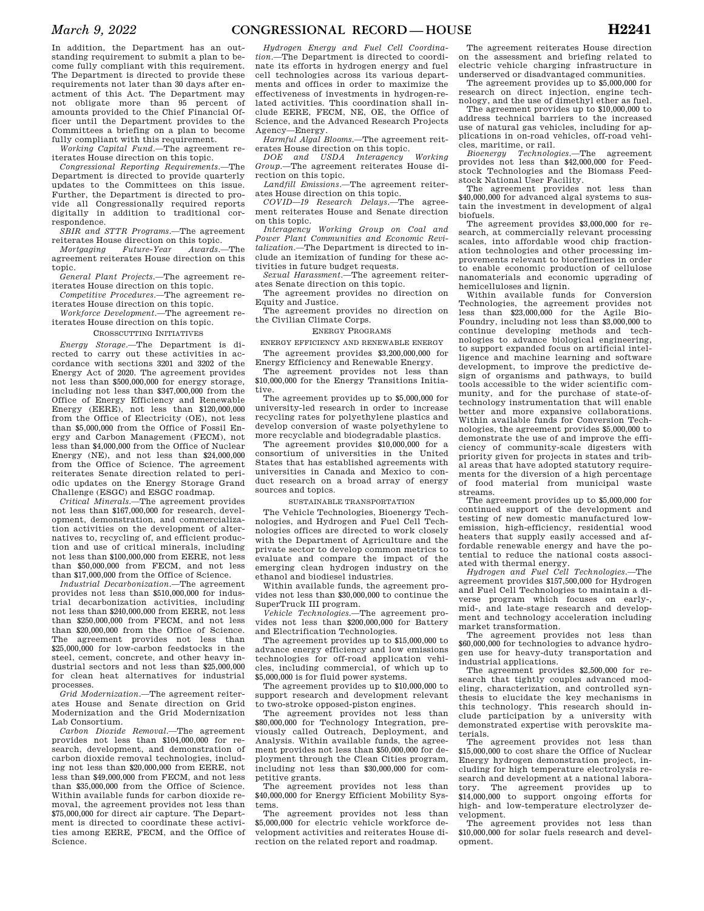In addition, the Department has an outstanding requirement to submit a plan to become fully compliant with this requirement. The Department is directed to provide these requirements not later than 30 days after enactment of this Act. The Department may not obligate more than 95 percent of amounts provided to the Chief Financial Officer until the Department provides to the Committees a briefing on a plan to become fully compliant with this requirement.

*Working Capital Fund.*—The agreement reiterates House direction on this topic.

*Congressional Reporting Requirements.*—The Department is directed to provide quarterly updates to the Committees on this issue. Further, the Department is directed to provide all Congressionally required reports digitally in addition to traditional correspondence.

*SBIR and STTR Programs.*—The agreement reiterates House direction on this topic.

*Mortgaging Future-Year Awards.*—The agreement reiterates House direction on this topic.

*General Plant Projects.*—The agreement reiterates House direction on this topic.

*Competitive Procedures.*—The agreement reiterates House direction on this topic.

*Workforce Development.*—The agreement reiterates House direction on this topic.

CROSSCUTTING INITIATIVES

*Energy Storage.*—The Department is directed to carry out these activities in accordance with sections 3201 and 3202 of the Energy Act of 2020. The agreement provides not less than $500,000,000 for energy storage, including not less than $347,000,000 from the Office of Energy Efficiency and Renewable Energy (EERE), not less than $120,000,000 from the Office of Electricity (OE), not less than $5,000,000 from the Office of Fossil Energy and Carbon Management (FECM), not less than $4,000,000 from the Office of Nuclear Energy (NE), and not less than $24,000,000 from the Office of Science. The agreement reiterates Senate direction related to periodic updates on the Energy Storage Grand Challenge (ESGC) and ESGC roadmap.

*Critical Minerals.*—The agreement provides not less than $167,000,000 for research, development, demonstration, and commercialization activities on the development of alternatives to, recycling of, and efficient production and use of critical minerals, including not less than $100,000,000 from EERE, not less than $50,000,000 from FECM, and not less than $17,000,000 from the Office of Science.

*Industrial Decarbonization.*—The agreement provides not less than $510,000,000 for industrial decarbonization activities, including not less than $240,000,000 from EERE, not less than $250,000,000 from FECM, and not less than $20,000,000 from the Office of Science. The agreement provides not less than $25,000,000 for low-carbon feedstocks in the steel, cement, concrete, and other heavy industrial sectors and not less than $25,000,000 for clean heat alternatives for industrial processes.

*Grid Modernization.*—The agreement reiterates House and Senate direction on Grid Modernization and the Grid Modernization Lab Consortium.

*Carbon Dioxide Removal.*—The agreement provides not less than $104,000,000 for research, development, and demonstration of carbon dioxide removal technologies, including not less than $20,000,000 from EERE, not less than $49,000,000 from FECM, and not less than $35,000,000 from the Office of Science. Within available funds for carbon dioxide removal, the agreement provides not less than $75,000,000 for direct air capture. The Department is directed to coordinate these activities among EERE, FECM, and the Office of Science.

*Hydrogen Energy and Fuel Cell Coordination.*—The Department is directed to coordinate its efforts in hydrogen energy and fuel cell technologies across its various departments and offices in order to maximize the effectiveness of investments in hydrogen-related activities. This coordination shall include EERE, FECM, NE, OE, the Office of Science, and the Advanced Research Projects Agency—Energy.

*Harmful Algal Blooms.*—The agreement reiterates House direction on this topic.

*DOE and USDA Interagency Working Group.*—The agreement reiterates House direction on this topic.

*Landfill Emissions.*—The agreement reiterates House direction on this topic.

*COVID—19 Research Delays.*—The agreement reiterates House and Senate direction on this topic.

*Interagency Working Group on Coal and Power Plant Communities and Economic Revitalization.*—The Department is directed to include an itemization of funding for these activities in future budget requests.

*Sexual Harassment.*—The agreement reiterates Senate direction on this topic.

The agreement provides no direction on Equity and Justice.

The agreement provides no direction on the Civilian Climate Corps.

ENERGY PROGRAMS

ENERGY EFFICIENCY AND RENEWABLE ENERGY

The agreement provides $3,200,000,000 for Energy Efficiency and Renewable Energy.

The agreement provides not less than $10,000,000 for the Energy Transitions Initiative.

The agreement provides up to $5,000,000 for university-led research in order to increase recycling rates for polyethylene plastics and develop conversion of waste polyethylene to more recyclable and biodegradable plastics.

The agreement provides $10,000,000 for a consortium of universities in the United States that has established agreements with universities in Canada and Mexico to conduct research on a broad array of energy sources and topics.

SUSTAINABLE TRANSPORTATION

The Vehicle Technologies, Bioenergy Technologies, and Hydrogen and Fuel Cell Technologies offices are directed to work closely with the Department of Agriculture and the private sector to develop common metrics to evaluate and compare the impact of the emerging clean hydrogen industry on the ethanol and biodiesel industries.

Within available funds, the agreement provides not less than $30,000,000 to continue the SuperTruck III program.

*Vehicle Technologies.*—The agreement provides not less than $200,000,000 for Battery and Electrification Technologies.

The agreement provides up to $15,000,000 to advance energy efficiency and low emissions technologies for off-road application vehicles, including commercial, of which up to $5,000,000 is for fluid power systems.

The agreement provides up to $10,000,000 to support research and development relevant to two-stroke opposed-piston engines.

The agreement provides not less than $80,000,000 for Technology Integration, previously called Outreach, Deployment, and Analysis. Within available funds, the agreement provides not less than $50,000,000 for deployment through the Clean Cities program, including not less than $30,000,000 for competitive grants.

The agreement provides not less than $40,000,000 for Energy Efficient Mobility Systems.

The agreement provides not less than $5,000,000 for electric vehicle workforce development activities and reiterates House direction on the related report and roadmap.

The agreement reiterates House direction on the assessment and briefing related to electric vehicle charging infrastructure in underserved or disadvantaged communities.

The agreement provides up to $5,000,000 for research on direct injection, engine technology, and the use of dimethyl ether as fuel.

The agreement provides up to $10,000,000 to address technical barriers to the increased use of natural gas vehicles, including for applications in on-road vehicles, off-road vehicles, maritime, or rail.

*Bioenergy Technologies.*—The agreement provides not less than $42,000,000 for Feedstock Technologies and the Biomass Feedstock National User Facility.

The agreement provides not less than $40,000,000 for advanced algal systems to sustain the investment in development of algal biofuels.

The agreement provides $3,000,000 for research, at commercially relevant processing scales, into affordable wood chip fractionation technologies and other processing improvements relevant to biorefineries in order to enable economic production of cellulose nanomaterials and economic upgrading of hemicelluloses and lignin.

Within available funds for Conversion Technologies, the agreement provides not less than $23,000,000 for the Agile BioFoundry, including not less than $3,000,000 to continue developing methods and technologies to advance biological engineering, to support expanded focus on artificial intelligence and machine learning and software development, to improve the predictive design of organisms and pathways, to build tools accessible to the wider scientific community, and for the purchase of state-of-technology instrumentation that will enable better and more expansive collaborations. Within available funds for Conversion Technologies, the agreement provides $5,000,000 to demonstrate the use of and improve the efficiency of community-scale digesters with priority given for projects in states and tribal areas that have adopted statutory requirements for the diversion of a high percentage of food material from municipal waste streams.

The agreement provides up to $5,000,000 for continued support of the development and testing of new domestic manufactured low-emission, high-efficiency, residential wood heaters that supply easily accessed and affordable renewable energy and have the potential to reduce the national costs associated with thermal energy.

*Hydrogen and Fuel Cell Technologies.*—The agreement provides $157,500,000 for Hydrogen and Fuel Cell Technologies to maintain a diverse program which focuses on early-, mid-, and late-stage research and development and technology acceleration including market transformation.

The agreement provides not less than $60,000,000 for technologies to advance hydrogen use for heavy-duty transportation and industrial applications.

The agreement provides $2,500,000 for research that tightly couples advanced modeling, characterization, and controlled synthesis to elucidate the key mechanisms in this technology. This research should include participation by a university with demonstrated expertise with perovskite materials.

The agreement provides not less than $15,000,000 to cost share the Office of Nuclear Energy hydrogen demonstration project, including for high temperature electrolysis research and development at a national laboratory. The agreement provides up to $14,000,000 to support ongoing efforts for high- and low-temperature electrolyzer development.

The agreement provides not less than $10,000,000 for solar fuels research and development.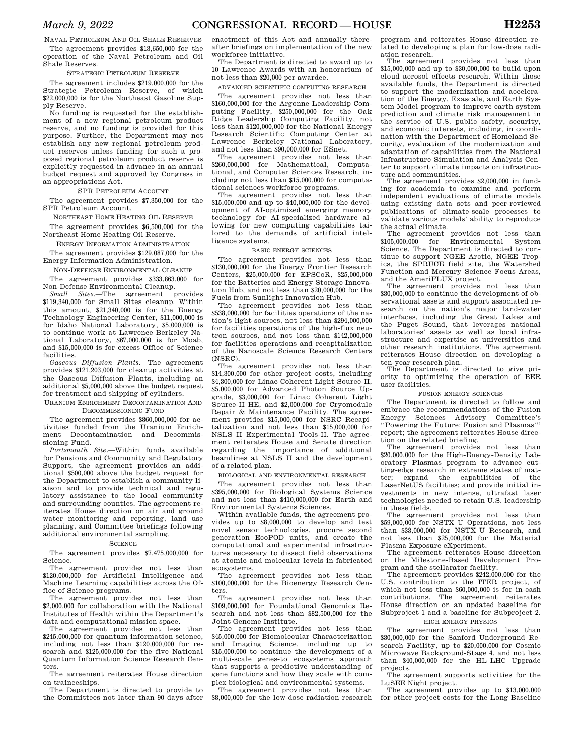### NAVAL PETROLEUM AND OIL SHALE RESERVES

The agreement provides $13,650,000 for the operation of the Naval Petroleum and Oil Shale Reserves.

### STRATEGIC PETROLEUM RESERVE

The agreement includes $219,000,000 for the Strategic Petroleum Reserve, of which $22,000,000 is for the Northeast Gasoline Supply Reserve.

No funding is requested for the establishment of a new regional petroleum product reserve, and no funding is provided for this purpose. Further, the Department may not establish any new regional petroleum product reserves unless funding for such a proposed regional petroleum product reserve is explicitly requested in advance in an annual budget request and approved by Congress in an appropriations Act.

### SPR PETROLEUM ACCOUNT

The agreement provides $7,350,000 for the SPR Petroleum Account.

### NORTHEAST HOME HEATING OIL RESERVE

The agreement provides $6,500,000 for the Northeast Home Heating Oil Reserve.

### ENERGY INFORMATION ADMINISTRATION

The agreement provides $129,087,000 for the Energy Information Administration.

### NON-DEFENSE ENVIRONMENTAL CLEANUP

The agreement provides $333,863,000 for Non-Defense Environmental Cleanup.

*Small Sites*.—The agreement provides $119,340,000 for Small Sites cleanup. Within this amount, $21,340,000 is for the Energy Technology Engineering Center, $11,000,000 is for Idaho National Laboratory, $5,000,000 is to continue work at Lawrence Berkeley National Laboratory, $67,000,000 is for Moab, and $15,000,000 is for excess Office of Science facilities.

*Gaseous Diffusion Plants*.—The agreement provides $121,203,000 for cleanup activities at the Gaseous Diffusion Plants, including an additional $5,000,000 above the budget request for treatment and shipping of cylinders.

### URANIUM ENRICHMENT DECONTAMINATION AND DECOMMISSIONING FUND

The agreement provides $860,000,000 for activities funded from the Uranium Enrichment Decontamination and Decommissioning Fund.

*Portsmouth Site*.—Within funds available for Pensions and Community and Regulatory Support, the agreement provides an additional $500,000 above the budget request for the Department to establish a community liaison and to provide technical and regulatory assistance to the local community and surrounding counties. The agreement reiterates House direction on air and ground water monitoring and reporting, land use planning, and Committee briefings following additional environmental sampling.

### SCIENCE

The agreement provides $7,475,000,000 for Science.

The agreement provides not less than $120,000,000 for Artificial Intelligence and Machine Learning capabilities across the Office of Science programs.

The agreement provides not less than $2,000,000 for collaboration with the National Institutes of Health within the Department's data and computational mission space.

The agreement provides not less than $245,000,000 for quantum information science, including not less than $120,000,000 for research and $125,000,000 for the five National Quantum Information Science Research Centers.

The agreement reiterates House direction on traineeships.

The Department is directed to provide to the Committees not later than 90 days after enactment of this Act and annually thereafter briefings on implementation of the new workforce initiative.

The Department is directed to award up to 10 Lawrence Awards with an honorarium of not less than $20,000 per awardee.

#### ADVANCED SCIENTIFIC COMPUTING RESEARCH

The agreement provides not less than $160,000,000 for the Argonne Leadership Computing Facility, $250,000,000 for the Oak Ridge Leadership Computing Facility, not less than $120,000,000 for the National Energy Research Scientific Computing Center at Lawrence Berkeley National Laboratory, and not less than $90,000,000 for ESnet.

The agreement provides not less than $260,000,000 for Mathematical, Computational, and Computer Sciences Research, including not less than $15,000,000 for computational sciences workforce programs.

The agreement provides not less than $15,000,000 and up to $40,000,000 for the development of AI-optimized emerging memory technology for AI-specialized hardware allowing for new computing capabilities tailored to the demands of artificial intelligence systems.

#### BASIC ENERGY SCIENCES

The agreement provides not less than $130,000,000 for the Energy Frontier Research Centers, $25,000,000 for EPSCoR, $25,000,000 for the Batteries and Energy Storage Innovation Hub, and not less than $20,000,000 for the Fuels from Sunlight Innovation Hub.

The agreement provides not less than $538,000,000 for facilities operations of the nation's light sources, not less than $294,000,000 for facilities operations of the high-flux neutron sources, and not less than $142,000,000 for facilities operations and recapitalization of the Nanoscale Science Research Centers (NSRC).

The agreement provides not less than $14,300,000 for other project costs, including $4,300,000 for Linac Coherent Light Source-II, $5,000,000 for Advanced Photon Source Upgrade, $3,000,000 for Linac Coherent Light Source-II HE, and $2,000,000 for Cryomodule Repair & Maintenance Facility. The agreement provides $15,000,000 for NSRC Recapitalization and not less than $15,000,000 for NSLS II Experimental Tools-II. The agreement reiterates House and Senate direction regarding the importance of additional beamlines at NSLS II and the development of a related plan.

#### BIOLOGICAL AND ENVIRONMENTAL RESEARCH

The agreement provides not less than $395,000,000 for Biological Systems Science and not less than $410,000,000 for Earth and Environmental Systems Sciences.

Within available funds, the agreement provides up to $8,000,000 to develop and test novel sensor technologies, procure second generation EcoPOD units, and create the computational and experimental infrastructures necessary to dissect field observations at atomic and molecular levels in fabricated ecosystems.

The agreement provides not less than $100,000,000 for the Bioenergy Research Centers.

The agreement provides not less than $109,000,000 for Foundational Genomics Research and not less than $82,500,000 for the Joint Genome Institute.

The agreement provides not less than $45,000,000 for Biomolecular Characterization and Imaging Science, including up to $15,000,000 to continue the development of a multi-scale genes-to ecosystems approach that supports a predictive understanding of gene functions and how they scale with complex biological and environmental systems.

The agreement provides not less than $8,000,000 for the low-dose radiation research program and reiterates House direction related to developing a plan for low-dose radiation research.

The agreement provides not less than $15,000,000 and up to $30,000,000 to build upon cloud aerosol effects research. Within those available funds, the Department is directed to support the modernization and acceleration of the Energy, Exascale, and Earth System Model program to improve earth system prediction and climate risk management in the service of U.S. public safety, security, and economic interests, including, in coordination with the Department of Homeland Security, evaluation of the modernization and adaptation of capabilities from the National Infrastructure Simulation and Analysis Center to support climate impacts on infrastructure and communities.

The agreement provides $2,000,000 in funding for academia to examine and perform independent evaluations of climate models using existing data sets and peer-reviewed publications of climate-scale processes to validate various models' ability to reproduce the actual climate.

The agreement provides not less than $105,000,000 for Environmental System Science. The Department is directed to continue to support NGEE Arctic, NGEE Tropics, the SPRUCE field site, the Watershed Function and Mercury Science Focus Areas, and the AmeriFLUX project.

The agreement provides not less than $30,000,000 to continue the development of observational assets and support associated research on the nation's major land-water interfaces, including the Great Lakes and the Puget Sound, that leverages national laboratories' assets as well as local infrastructure and expertise at universities and other research institutions. The agreement reiterates House direction on developing a ten-year research plan.

The Department is directed to give priority to optimizing the operation of BER user facilities.

#### FUSION ENERGY SCIENCES

The Department is directed to follow and embrace the recommendations of the Fusion Energy Sciences Advisory Committee's ''Powering the Future: Fusion and Plasmas''' report; the agreement reiterates House direction on the related briefing.

The agreement provides not less than $20,000,000 for the High-Energy-Density Laboratory Plasmas program to advance cutting-edge research in extreme states of matter; expand the capabilities of the LaserNetUS facilities; and provide initial investments in new intense, ultrafast laser technologies needed to retain U.S. leadership in these fields.

The agreement provides not less than $59,000,000 for NSTX–U Operations, not less than $33,000,000 for NSTX–U Research, and not less than $25,000,000 for the Material Plasma Exposure eXperiment.

The agreement reiterates House direction on the Milestone-Based Development Program and the stellarator facility.

The agreement provides $242,000,000 for the U.S. contribution to the ITER project, of which not less than $60,000,000 is for in-cash contributions. The agreement reiterates House direction on an updated baseline for Subproject 1 and a baseline for Subproject 2.

#### HIGH ENERGY PHYSICS

The agreement provides not less than $30,000,000 for the Sanford Underground Research Facility, up to $20,000,000 for Cosmic Microwave Background-Stage 4, and not less than $40,000,000 for the HL–LHC Upgrade projects.

The agreement supports activities for the LuSEE Night project.

The agreement provides up to $13,000,000 for other project costs for the Long Baseline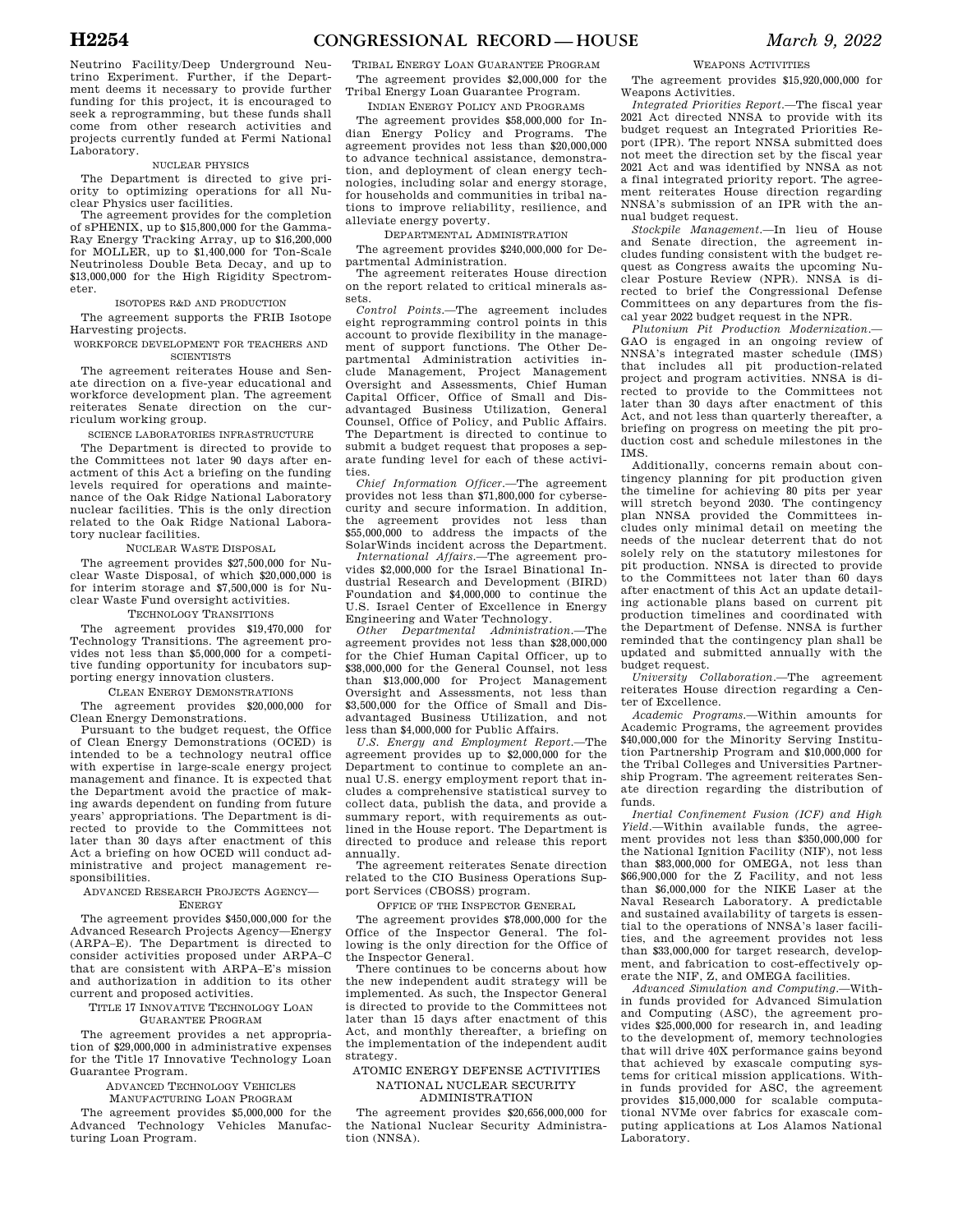Neutrino Facility/Deep Underground Neutrino Experiment. Further, if the Department deems it necessary to provide further funding for this project, it is encouraged to seek a reprogramming, but these funds shall come from other research activities and projects currently funded at Fermi National Laboratory.

NUCLEAR PHYSICS

The Department is directed to give priority to optimizing operations for all Nuclear Physics user facilities.

The agreement provides for the completion of sPHENIX, up to $15,800,000 for the Gamma-Ray Energy Tracking Array, up to $16,200,000 for MOLLER, up to $1,400,000 for Ton-Scale Neutrinoless Double Beta Decay, and up to $13,000,000 for the High Rigidity Spectrometer.

ISOTOPES R&D AND PRODUCTION

The agreement supports the FRIB Isotope Harvesting projects.

WORKFORCE DEVELOPMENT FOR TEACHERS AND SCIENTISTS

The agreement reiterates House and Senate direction on a five-year educational and workforce development plan. The agreement reiterates Senate direction on the curriculum working group.

SCIENCE LABORATORIES INFRASTRUCTURE

The Department is directed to provide to the Committees not later 90 days after enactment of this Act a briefing on the funding levels required for operations and maintenance of the Oak Ridge National Laboratory nuclear facilities. This is the only direction related to the Oak Ridge National Laboratory nuclear facilities.

NUCLEAR WASTE DISPOSAL

The agreement provides $27,500,000 for Nuclear Waste Disposal, of which $20,000,000 is for interim storage and $7,500,000 is for Nuclear Waste Fund oversight activities.

TECHNOLOGY TRANSITIONS

The agreement provides $19,470,000 for Technology Transitions. The agreement provides not less than $5,000,000 for a competitive funding opportunity for incubators supporting energy innovation clusters.

CLEAN ENERGY DEMONSTRATIONS

The agreement provides $20,000,000 for Clean Energy Demonstrations.

Pursuant to the budget request, the Office of Clean Energy Demonstrations (OCED) is intended to be a technology neutral office with expertise in large-scale energy project management and finance. It is expected that the Department avoid the practice of making awards dependent on funding from future years' appropriations. The Department is directed to provide to the Committees not later than 30 days after enactment of this Act a briefing on how OCED will conduct administrative and project management responsibilities.

ADVANCED RESEARCH PROJECTS AGENCY—ENERGY

The agreement provides $450,000,000 for the Advanced Research Projects Agency—Energy (ARPA–E). The Department is directed to consider activities proposed under ARPA–C that are consistent with ARPA–E's mission and authorization in addition to its other current and proposed activities.

TITLE 17 INNOVATIVE TECHNOLOGY LOAN GUARANTEE PROGRAM

The agreement provides a net appropriation of $29,000,000 in administrative expenses for the Title 17 Innovative Technology Loan Guarantee Program.

ADVANCED TECHNOLOGY VEHICLES MANUFACTURING LOAN PROGRAM

The agreement provides $5,000,000 for the Advanced Technology Vehicles Manufacturing Loan Program.

TRIBAL ENERGY LOAN GUARANTEE PROGRAM

The agreement provides $2,000,000 for the Tribal Energy Loan Guarantee Program.

INDIAN ENERGY POLICY AND PROGRAMS

The agreement provides $58,000,000 for Indian Energy Policy and Programs. The agreement provides not less than $20,000,000 to advance technical assistance, demonstration, and deployment of clean energy technologies, including solar and energy storage, for households and communities in tribal nations to improve reliability, resilience, and alleviate energy poverty.

DEPARTMENTAL ADMINISTRATION

The agreement provides $240,000,000 for Departmental Administration.

The agreement reiterates House direction on the report related to critical minerals assets.

*Control Points.*—The agreement includes eight reprogramming control points in this account to provide flexibility in the management of support functions. The Other Departmental Administration activities include Management, Project Management Oversight and Assessments, Chief Human Capital Officer, Office of Small and Disadvantaged Business Utilization, General Counsel, Office of Policy, and Public Affairs. The Department is directed to continue to submit a budget request that proposes a separate funding level for each of these activities.

*Chief Information Officer.*—The agreement provides not less than $71,800,000 for cybersecurity and secure information. In addition, the agreement provides not less than $55,000,000 to address the impacts of the SolarWinds incident across the Department.

*International Affairs.*—The agreement provides $2,000,000 for the Israel Binational Industrial Research and Development (BIRD) Foundation and $4,000,000 to continue the U.S. Israel Center of Excellence in Energy Engineering and Water Technology.

*Other Departmental Administration.*—The agreement provides not less than $28,000,000 for the Chief Human Capital Officer, up to $38,000,000 for the General Counsel, not less than $13,000,000 for Project Management Oversight and Assessments, not less than $3,500,000 for the Office of Small and Disadvantaged Business Utilization, and not less than $4,000,000 for Public Affairs.

*U.S. Energy and Employment Report.*—The agreement provides up to $2,000,000 for the Department to continue to complete an annual U.S. energy employment report that includes a comprehensive statistical survey to collect data, publish the data, and provide a summary report, with requirements as outlined in the House report. The Department is directed to produce and release this report annually.

The agreement reiterates Senate direction related to the CIO Business Operations Support Services (CBOSS) program.

OFFICE OF THE INSPECTOR GENERAL

The agreement provides $78,000,000 for the Office of the Inspector General. The following is the only direction for the Office of the Inspector General.

There continues to be concerns about how the new independent audit strategy will be implemented. As such, the Inspector General is directed to provide to the Committees not later than 15 days after enactment of this Act, and monthly thereafter, a briefing on the implementation of the independent audit strategy.

ATOMIC ENERGY DEFENSE ACTIVITIES

NATIONAL NUCLEAR SECURITY ADMINISTRATION

The agreement provides $20,656,000,000 for the National Nuclear Security Administration (NNSA).

WEAPONS ACTIVITIES

The agreement provides $15,920,000,000 for Weapons Activities.

*Integrated Priorities Report.*—The fiscal year 2021 Act directed NNSA to provide with its budget request an Integrated Priorities Report (IPR). The report NNSA submitted does not meet the direction set by the fiscal year 2021 Act and was identified by NNSA as not a final integrated priority report. The agreement reiterates House direction regarding NNSA's submission of an IPR with the annual budget request.

*Stockpile Management.*—In lieu of House and Senate direction, the agreement includes funding consistent with the budget request as Congress awaits the upcoming Nuclear Posture Review (NPR). NNSA is directed to brief the Congressional Defense Committees on any departures from the fiscal year 2022 budget request in the NPR.

*Plutonium Pit Production Modernization.*—GAO is engaged in an ongoing review of NNSA's integrated master schedule (IMS) that includes all pit production-related project and program activities. NNSA is directed to provide to the Committees not later than 30 days after enactment of this Act, and not less than quarterly thereafter, a briefing on progress on meeting the pit production cost and schedule milestones in the IMS.

Additionally, concerns remain about contingency planning for pit production given the timeline for achieving 80 pits per year will stretch beyond 2030. The contingency plan NNSA provided the Committees includes only minimal detail on meeting the needs of the nuclear deterrent that do not solely rely on the statutory milestones for pit production. NNSA is directed to provide to the Committees not later than 60 days after enactment of this Act an update detailing actionable plans based on current pit production timelines and coordinated with the Department of Defense. NNSA is further reminded that the contingency plan shall be updated and submitted annually with the budget request.

*University Collaboration.*—The agreement reiterates House direction regarding a Center of Excellence.

*Academic Programs.*—Within amounts for Academic Programs, the agreement provides $40,000,000 for the Minority Serving Institution Partnership Program and $10,000,000 for the Tribal Colleges and Universities Partnership Program. The agreement reiterates Senate direction regarding the distribution of funds.

*Inertial Confinement Fusion (ICF) and High Yield.*—Within available funds, the agreement provides not less than $350,000,000 for the National Ignition Facility (NIF), not less than $83,000,000 for OMEGA, not less than $66,900,000 for the Z Facility, and not less than $6,000,000 for the NIKE Laser at the Naval Research Laboratory. A predictable and sustained availability of targets is essential to the operations of NNSA's laser facilities, and the agreement provides not less than $33,000,000 for target research, development, and fabrication to cost-effectively operate the NIF, Z, and OMEGA facilities.

*Advanced Simulation and Computing.*—Within funds provided for Advanced Simulation and Computing (ASC), the agreement provides $25,000,000 for research in, and leading to the development of, memory technologies that will drive 40X performance gains beyond that achieved by exascale computing systems for critical mission applications. Within funds provided for ASC, the agreement provides $15,000,000 for scalable computational NVMe over fabrics for exascale computing applications at Los Alamos National Laboratory.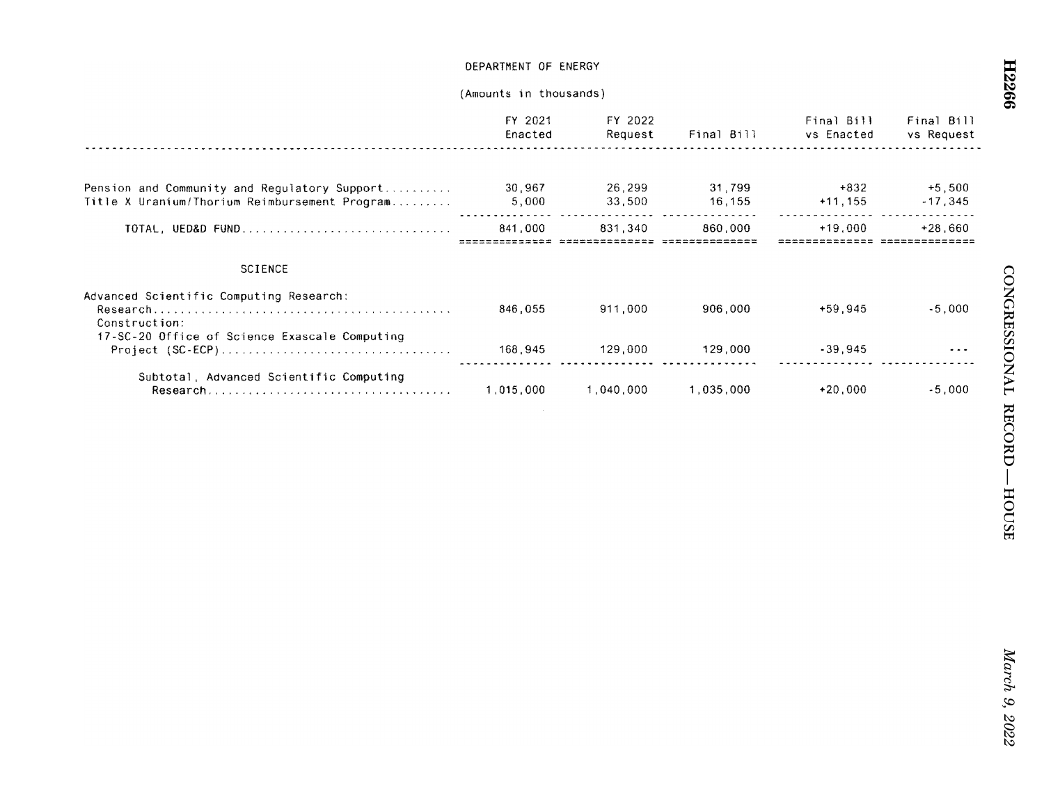DEPARTMENT OF ENERGY

(Amounts in thousands)

| | FY 2021 Enacted | FY 2022 Request | Final Bill | Final Bill vs Enacted | Final Bill vs Request |
|---|---|---|---|---|---|
| Pension and Community and Regulatory Support | 30,967 | 26,299 | 31,799 | +832 | +5,500 |
| Title X Uranium/Thorium Reimbursement Program | 5,000 | 33,500 | 16,155 | +11,155 | -17,345 |
| TOTAL, UED&D FUND | 841,000 | 831,340 | 860,000 | +19,000 | +28,660 |
| SCIENCE | | | | | |
| Advanced Scientific Computing Research: | | | | | |
| Research | 846,055 | 911,000 | 906,000 | +59,945 | -5,000 |
| Construction: | | | | | |
| 17-SC-20 Office of Science Exascale Computing Project (SC-ECP) | 168,945 | 129,000 | 129,000 | -39,945 | --- |
| Subtotal, Advanced Scientific Computing Research | 1,015,000 | 1,040,000 | 1,035,000 | +20,000 | -5,000 |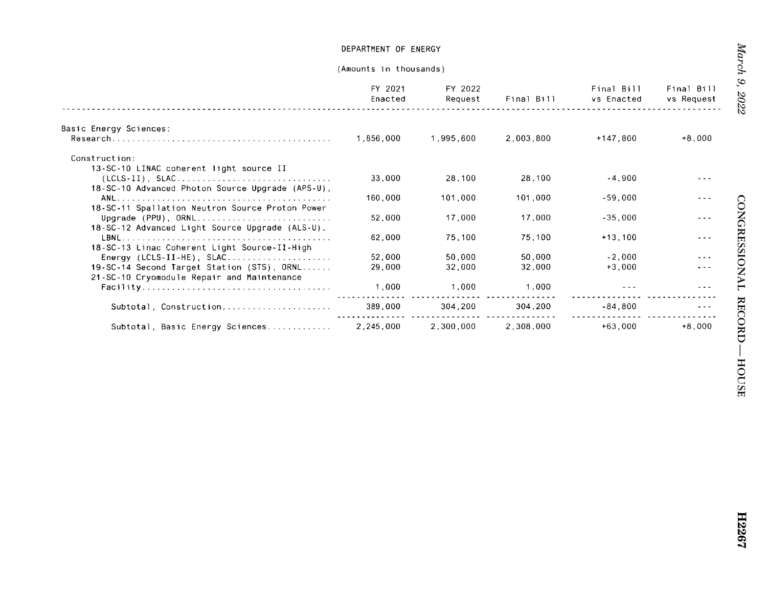DEPARTMENT OF ENERGY

(Amounts in thousands)

| | FY 2021 Enacted | FY 2022 Request | Final Bill | Final Bill vs Enacted | Final Bill vs Request |
|---|---|---|---|---|---|
| Basic Energy Sciences: | | | | | |
| Research | 1,856,000 | 1,995,800 | 2,003,800 | +147,800 | +8,000 |
| Construction: | | | | | |
| 13-SC-10 LINAC coherent light source II (LCLS-II), SLAC | 33,000 | 28,100 | 28,100 | -4,900 | --- |
| 18-SC-10 Advanced Photon Source Upgrade (APS-U), ANL | 160,000 | 101,000 | 101,000 | -59,000 | --- |
| 18-SC-11 Spallation Neutron Source Proton Power Upgrade (PPU), ORNL | 52,000 | 17,000 | 17,000 | -35,000 | --- |
| 18-SC-12 Advanced Light Source Upgrade (ALS-U), LBNL | 62,000 | 75,100 | 75,100 | +13,100 | --- |
| 18-SC-13 Linac Coherent Light Source-II-High Energy (LCLS-II-HE), SLAC | 52,000 | 50,000 | 50,000 | -2,000 | --- |
| 19-SC-14 Second Target Station (STS), ORNL | 29,000 | 32,000 | 32,000 | +3,000 | --- |
| 21-SC-10 Cryomodule Repair and Maintenance Facility | 1,000 | 1,000 | 1,000 | --- | --- |
| Subtotal, Construction | 389,000 | 304,200 | 304,200 | -84,800 | --- |
| Subtotal, Basic Energy Sciences | 2,245,000 | 2,300,000 | 2,308,000 | +63,000 | +8,000 |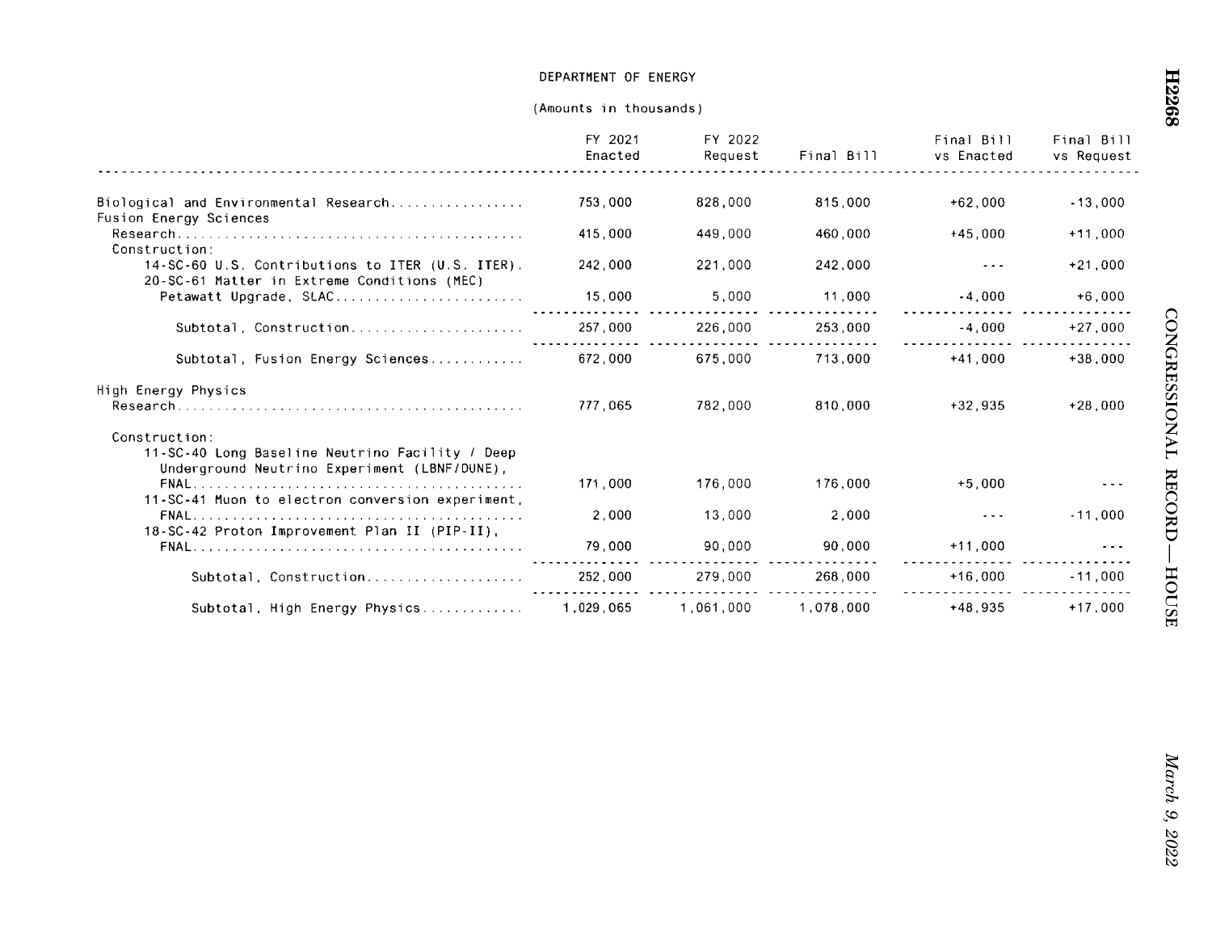DEPARTMENT OF ENERGY

(Amounts in thousands)

| | FY 2021 Enacted | FY 2022 Request | Final Bill | Final Bill vs Enacted | Final Bill vs Request |
|---|---|---|---|---|---|
| Biological and Environmental Research | 753,000 | 828,000 | 815,000 | +62,000 | -13,000 |
| Fusion Energy Sciences | | | | | |
| Research | 415,000 | 449,000 | 460,000 | +45,000 | +11,000 |
| Construction: | | | | | |
| 14-SC-60 U.S. Contributions to ITER (U.S. ITER) | 242,000 | 221,000 | 242,000 | --- | +21,000 |
| 20-SC-61 Matter in Extreme Conditions (MEC) Petawatt Upgrade, SLAC | 15,000 | 5,000 | 11,000 | -4,000 | +6,000 |
| Subtotal, Construction | 257,000 | 226,000 | 253,000 | -4,000 | +27,000 |
| Subtotal, Fusion Energy Sciences | 672,000 | 675,000 | 713,000 | +41,000 | +38,000 |
| High Energy Physics | | | | | |
| Research | 777,065 | 782,000 | 810,000 | +32,935 | +28,000 |
| Construction: | | | | | |
| 11-SC-40 Long Baseline Neutrino Facility / Deep Underground Neutrino Experiment (LBNF/DUNE), FNAL | 171,000 | 176,000 | 176,000 | +5,000 | --- |
| 11-SC-41 Muon to electron conversion experiment, FNAL | 2,000 | 13,000 | 2,000 | --- | -11,000 |
| 18-SC-42 Proton Improvement Plan II (PIP-II), FNAL | 79,000 | 90,000 | 90,000 | +11,000 | --- |
| Subtotal, Construction | 252,000 | 279,000 | 268,000 | +16,000 | -11,000 |
| Subtotal, High Energy Physics | 1,029,065 | 1,061,000 | 1,078,000 | +48,935 | +17,000 |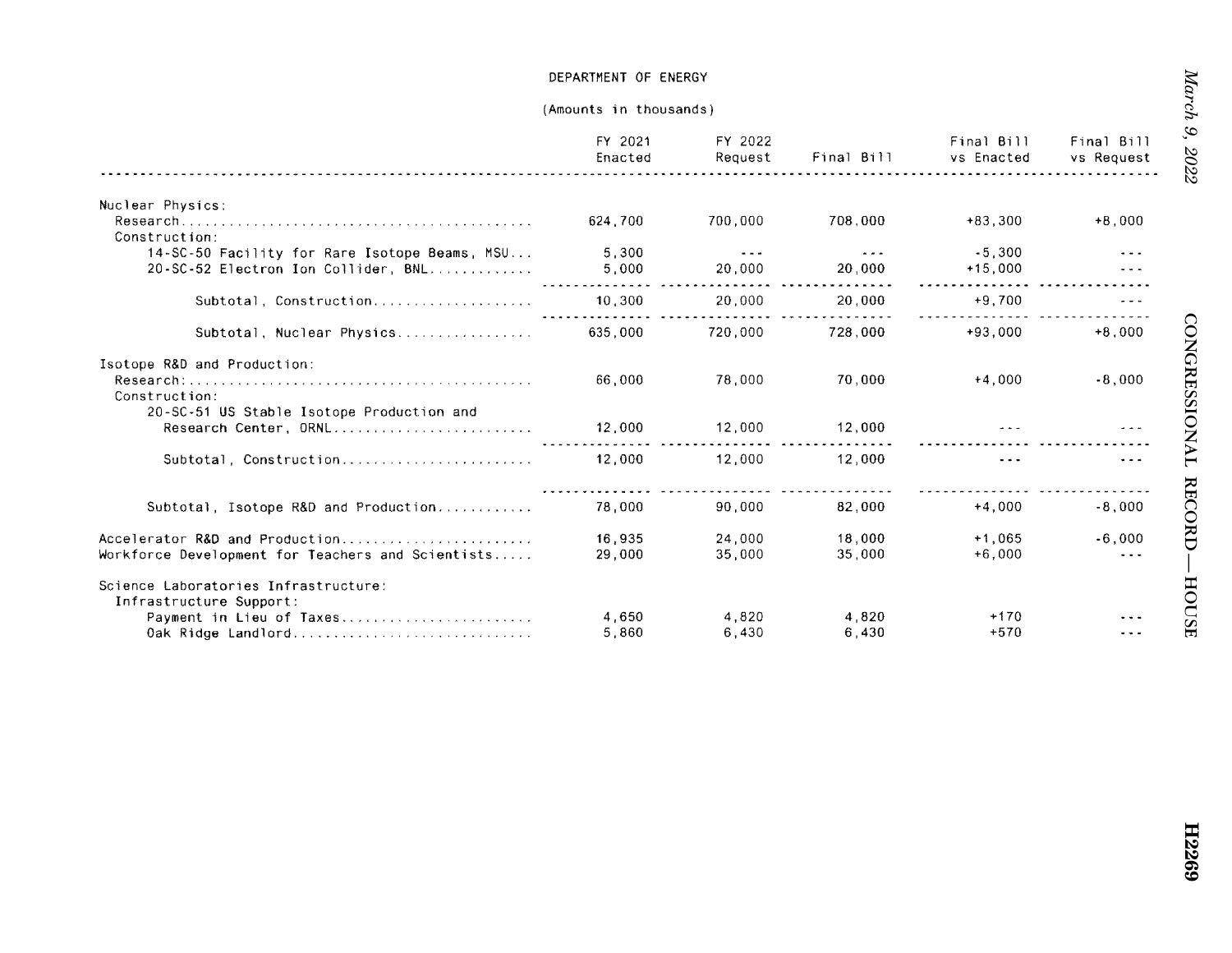DEPARTMENT OF ENERGY

(Amounts in thousands)

| | FY 2021 Enacted | FY 2022 Request | Final Bill | Final Bill vs Enacted | Final Bill vs Request |
|---|---|---|---|---|---|
| Nuclear Physics: | | | | | |
| Research | 624,700 | 700,000 | 708,000 | +83,300 | +8,000 |
| Construction: | | | | | |
| 14-SC-50 Facility for Rare Isotope Beams, MSU | 5,300 | --- | --- | -5,300 | --- |
| 20-SC-52 Electron Ion Collider, BNL | 5,000 | 20,000 | 20,000 | +15,000 | --- |
| Subtotal, Construction | 10,300 | 20,000 | 20,000 | +9,700 | --- |
| Subtotal, Nuclear Physics | 635,000 | 720,000 | 728,000 | +93,000 | +8,000 |
| Isotope R&D and Production: | | | | | |
| Research: | 66,000 | 78,000 | 70,000 | +4,000 | -8,000 |
| Construction: | | | | | |
| 20-SC-51 US Stable Isotope Production and Research Center, ORNL | 12,000 | 12,000 | 12,000 | --- | --- |
| Subtotal, Construction | 12,000 | 12,000 | 12,000 | --- | --- |
| Subtotal, Isotope R&D and Production | 78,000 | 90,000 | 82,000 | +4,000 | -8,000 |
| Accelerator R&D and Production | 16,935 | 24,000 | 18,000 | +1,065 | -6,000 |
| Workforce Development for Teachers and Scientists | 29,000 | 35,000 | 35,000 | +6,000 | --- |
| Science Laboratories Infrastructure: | | | | | |
| Infrastructure Support: | | | | | |
| Payment in Lieu of Taxes | 4,650 | 4,820 | 4,820 | +170 | --- |
| Oak Ridge Landlord | 5,860 | 6,430 | 6,430 | +570 | --- |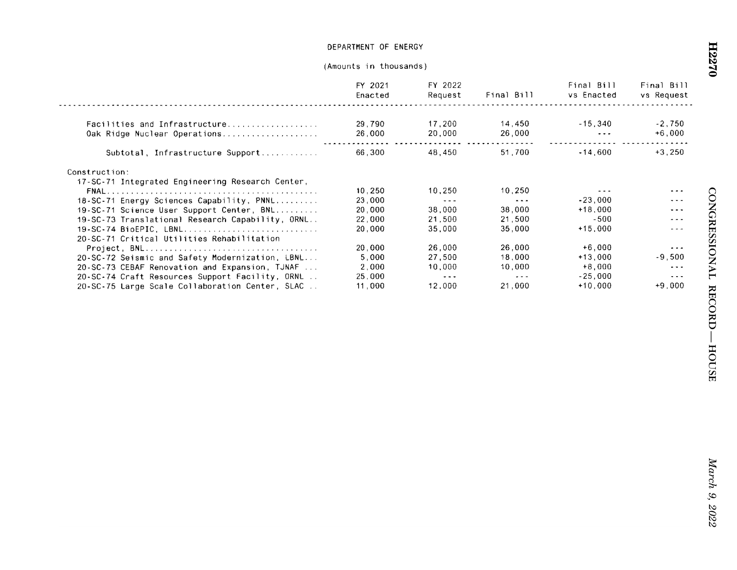DEPARTMENT OF ENERGY

(Amounts in thousands)

| | FY 2021 Enacted | FY 2022 Request | Final Bill | Final Bill vs Enacted | Final Bill vs Request |
|---|---|---|---|---|---|
| Facilities and Infrastructure | 29,790 | 17,200 | 14,450 | -15,340 | -2,750 |
| Oak Ridge Nuclear Operations | 26,000 | 20,000 | 26,000 | --- | +6,000 |
| Subtotal, Infrastructure Support | 66,300 | 48,450 | 51,700 | -14,600 | +3,250 |
| Construction: | | | | | |
| 17-SC-71 Integrated Engineering Research Center, FNAL | 10,250 | 10,250 | 10,250 | --- | --- |
| 18-SC-71 Energy Sciences Capability, PNNL | 23,000 | --- | --- | -23,000 | --- |
| 19-SC-71 Science User Support Center, BNL | 20,000 | 38,000 | 38,000 | +18,000 | --- |
| 19-SC-73 Translational Research Capability, ORNL | 22,000 | 21,500 | 21,500 | -500 | --- |
| 19-SC-74 BioEPIC, LBNL | 20,000 | 35,000 | 35,000 | +15,000 | --- |
| 20-SC-71 Critical Utilities Rehabilitation Project, BNL | 20,000 | 26,000 | 26,000 | +6,000 | --- |
| 20-SC-72 Seismic and Safety Modernization, LBNL | 5,000 | 27,500 | 18,000 | +13,000 | -9,500 |
| 20-SC-73 CEBAF Renovation and Expansion, TJNAF | 2,000 | 10,000 | 10,000 | +8,000 | --- |
| 20-SC-74 Craft Resources Support Facility, ORNL | 25,000 | --- | --- | -25,000 | --- |
| 20-SC-75 Large Scale Collaboration Center, SLAC | 11,000 | 12,000 | 21,000 | +10,000 | +9,000 |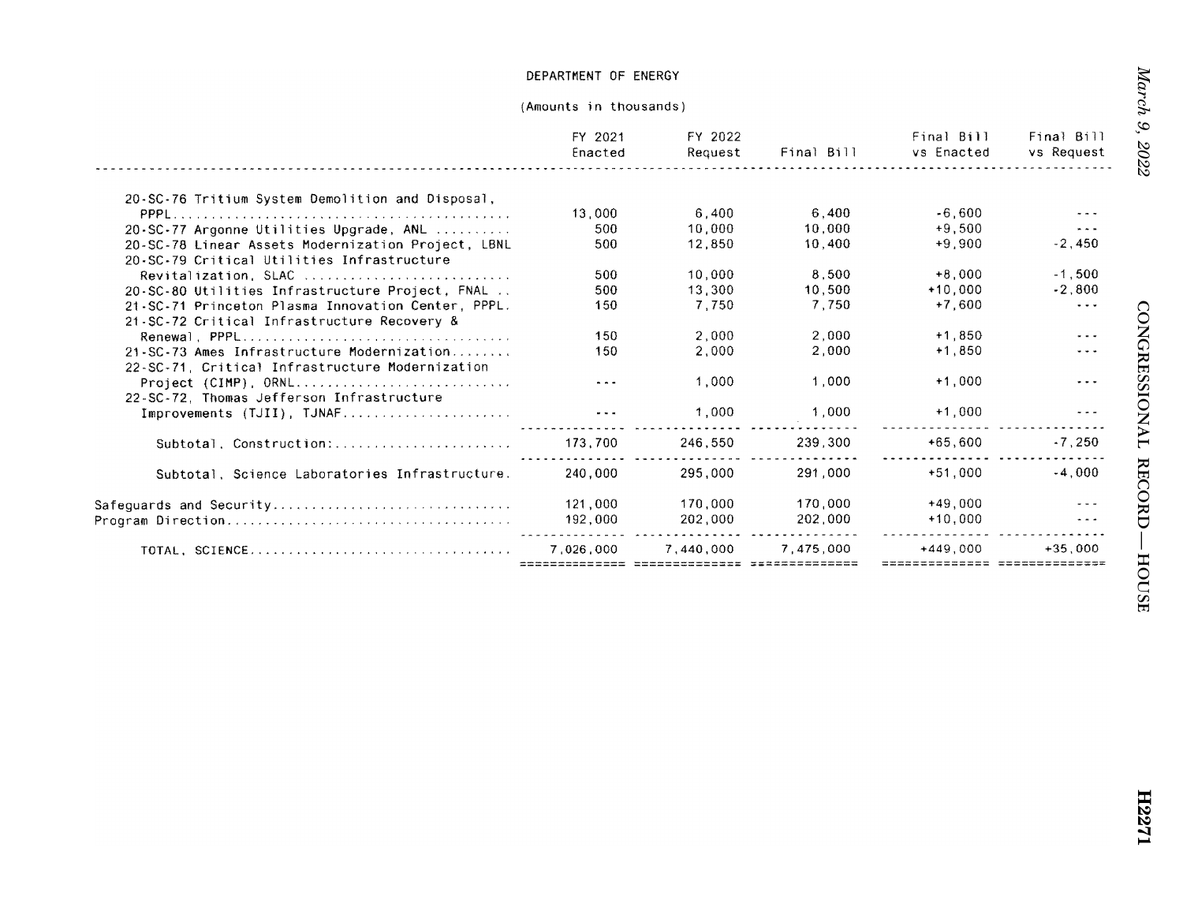DEPARTMENT OF ENERGY

(Amounts in thousands)

| | FY 2021 Enacted | FY 2022 Request | Final Bill | Final Bill vs Enacted | Final Bill vs Request |
|---|---|---|---|---|---|
| 20-SC-76 Tritium System Demolition and Disposal, PPPL | 13,000 | 6,400 | 6,400 | -6,600 | --- |
| 20-SC-77 Argonne Utilities Upgrade, ANL | 500 | 10,000 | 10,000 | +9,500 | --- |
| 20-SC-78 Linear Assets Modernization Project, LBNL | 500 | 12,850 | 10,400 | +9,900 | -2,450 |
| 20-SC-79 Critical Utilities Infrastructure Revitalization, SLAC | 500 | 10,000 | 8,500 | +8,000 | -1,500 |
| 20-SC-80 Utilities Infrastructure Project, FNAL | 500 | 13,300 | 10,500 | +10,000 | -2,800 |
| 21-SC-71 Princeton Plasma Innovation Center, PPPL | 150 | 7,750 | 7,750 | +7,600 | --- |
| 21-SC-72 Critical Infrastructure Recovery & Renewal, PPPL | 150 | 2,000 | 2,000 | +1,850 | --- |
| 21-SC-73 Ames Infrastructure Modernization | 150 | 2,000 | 2,000 | +1,850 | --- |
| 22-SC-71, Critical Infrastructure Modernization Project (CIMP), ORNL | --- | 1,000 | 1,000 | +1,000 | --- |
| 22-SC-72, Thomas Jefferson Infrastructure Improvements (TJII), TJNAF | --- | 1,000 | 1,000 | +1,000 | --- |
| Subtotal, Construction: | 173,700 | 246,550 | 239,300 | +65,600 | -7,250 |
| Subtotal, Science Laboratories Infrastructure | 240,000 | 295,000 | 291,000 | +51,000 | -4,000 |
| Safeguards and Security | 121,000 | 170,000 | 170,000 | +49,000 | --- |
| Program Direction | 192,000 | 202,000 | 202,000 | +10,000 | --- |
| TOTAL, SCIENCE | 7,026,000 | 7,440,000 | 7,475,000 | +449,000 | +35,000 |